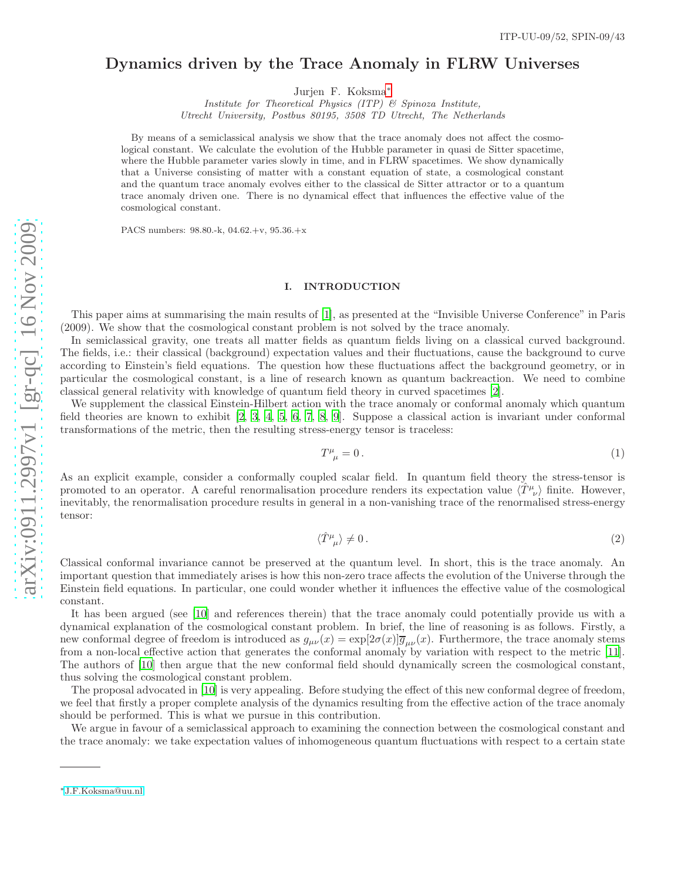ITP-UU-09/52, SPIN-09/43

# Dynamics driven by the Trace Anomaly in FLRW Universes

Jurjen F. Koksma*

*Institute for Theoretical Physics (ITP) & Spinoza Institute, Utrecht University, Postbus 80195, 3508 TD Utrecht, The Netherlands*

By means of a semiclassical analysis we show that the trace anomaly does not affect the cosmological constant. We calculate the evolution of the Hubble parameter in quasi de Sitter spacetime, where the Hubble parameter varies slowly in time, and in FLRW spacetimes. We show dynamically that a Universe consisting of matter with a constant equation of state, a cosmological constant and the quantum trace anomaly evolves either to the classical de Sitter attractor or to a quantum trace anomaly driven one. There is no dynamical effect that influences the effective value of the cosmological constant.

PACS numbers: 98.80.-k, 04.62.+v, 95.36.+x

## I. INTRODUCTION

This paper aims at summarising the main results of [1], as presented at the "Invisible Universe Conference" in Paris (2009). We show that the cosmological constant problem is not solved by the trace anomaly.

In semiclassical gravity, one treats all matter fields as quantum fields living on a classical curved background. The fields, i.e.: their classical (background) expectation values and their fluctuations, cause the background to curve according to Einstein's field equations. The question how these fluctuations affect the background geometry, or in particular the cosmological constant, is a line of research known as quantum backreaction. We need to combine classical general relativity with knowledge of quantum field theory in curved spacetimes [2].

We supplement the classical Einstein-Hilbert action with the trace anomaly or conformal anomaly which quantum field theories are known to exhibit [2, 3, 4, 5, 6, 7, 8, 9]. Suppose a classical action is invariant under conformal transformations of the metric, then the resulting stress-energy tensor is traceless:

$$T^{\mu}{}_{\mu} = 0\,. \tag{1}$$

As an explicit example, consider a conformally coupled scalar field. In quantum field theory the stress-tensor is promoted to an operator. A careful renormalisation procedure renders its expectation value $\langle \hat{T}^{\mu}{}_{\nu}\rangle$ finite. However, inevitably, the renormalisation procedure results in general in a non-vanishing trace of the renormalised stress-energy tensor:

$$\langle \hat{T}^{\mu}{}_{\mu}\rangle \neq 0\,. \tag{2}$$

Classical conformal invariance cannot be preserved at the quantum level. In short, this is the trace anomaly. An important question that immediately arises is how this non-zero trace affects the evolution of the Universe through the Einstein field equations. In particular, one could wonder whether it influences the effective value of the cosmological constant.

It has been argued (see [10] and references therein) that the trace anomaly could potentially provide us with a dynamical explanation of the cosmological constant problem. In brief, the line of reasoning is as follows. Firstly, a new conformal degree of freedom is introduced as $g_{\mu\nu}(x) = \exp[2\sigma(x)]\overline{g}_{\mu\nu}(x)$. Furthermore, the trace anomaly stems from a non-local effective action that generates the conformal anomaly by variation with respect to the metric [11]. The authors of [10] then argue that the new conformal field should dynamically screen the cosmological constant, thus solving the cosmological constant problem.

The proposal advocated in [10] is very appealing. Before studying the effect of this new conformal degree of freedom, we feel that firstly a proper complete analysis of the dynamics resulting from the effective action of the trace anomaly should be performed. This is what we pursue in this contribution.

We argue in favour of a semiclassical approach to examining the connection between the cosmological constant and the trace anomaly: we take expectation values of inhomogeneous quantum fluctuations with respect to a certain state

---

*J.F.Koksma@uu.nl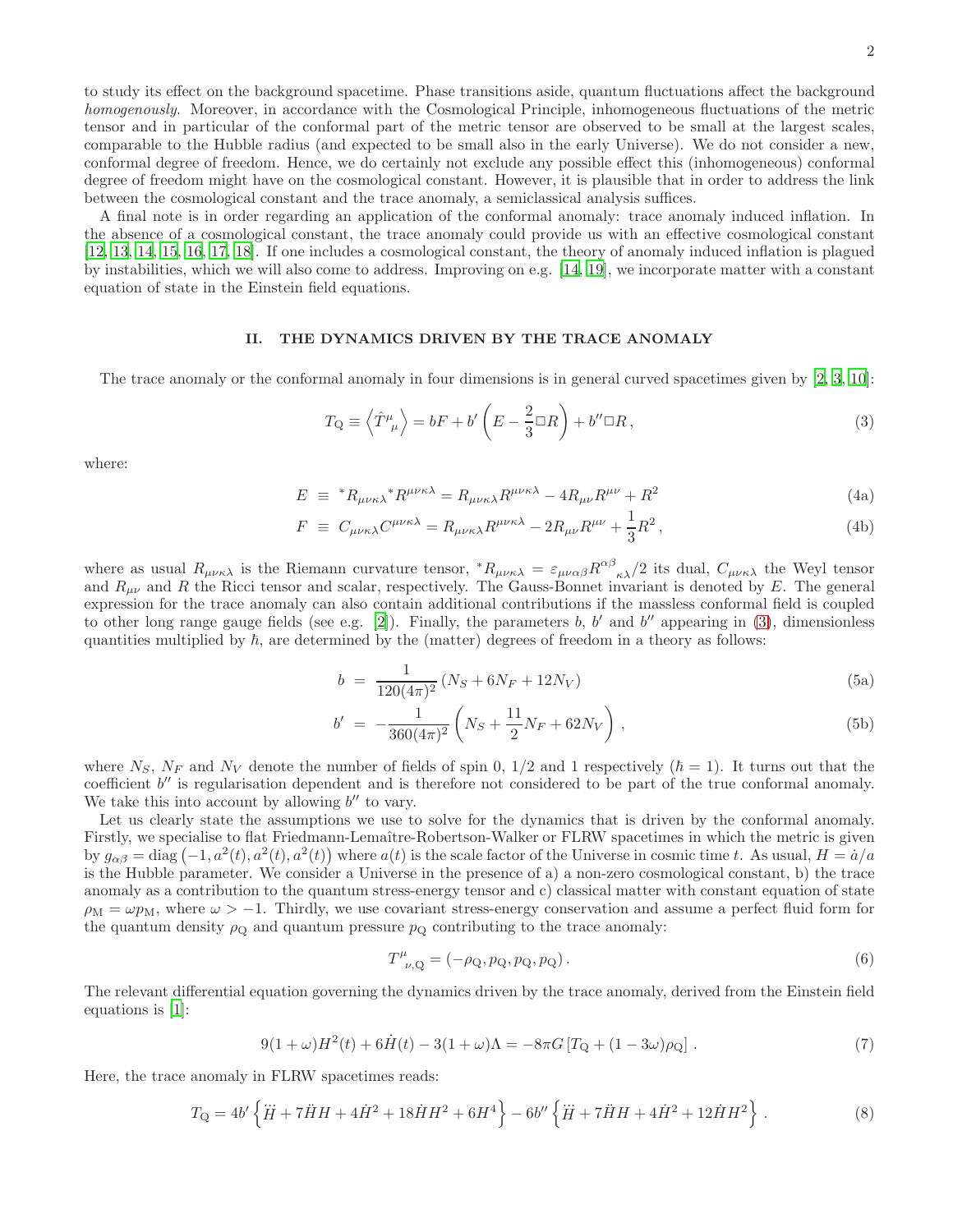to study its effect on the background spacetime. Phase transitions aside, quantum fluctuations affect the background *homogenously*. Moreover, in accordance with the Cosmological Principle, inhomogeneous fluctuations of the metric tensor and in particular of the conformal part of the metric tensor are observed to be small at the largest scales, comparable to the Hubble radius (and expected to be small also in the early Universe). We do not consider a new, conformal degree of freedom. Hence, we do certainly not exclude any possible effect this (inhomogeneous) conformal degree of freedom might have on the cosmological constant. However, it is plausible that in order to address the link between the cosmological constant and the trace anomaly, a semiclassical analysis suffices.

A final note is in order regarding an application of the conformal anomaly: trace anomaly induced inflation. In the absence of a cosmological constant, the trace anomaly could provide us with an effective cosmological constant [12, 13, 14, 15, 16, 17, 18]. If one includes a cosmological constant, the theory of anomaly induced inflation is plagued by instabilities, which we will also come to address. Improving on e.g. [14, 19], we incorporate matter with a constant equation of state in the Einstein field equations.

## II. THE DYNAMICS DRIVEN BY THE TRACE ANOMALY

The trace anomaly or the conformal anomaly in four dimensions is in general curved spacetimes given by [2, 3, 10]:

$$T_{\rm Q} \equiv \left\langle \hat{T}^{\mu}{}_{\mu} \right\rangle = bF + b'\left(E - \frac{2}{3}\Box R\right) + b''\Box R\,, \tag{3}$$

where:

$$E \equiv {}^*R_{\mu\nu\kappa\lambda}{}^*R^{\mu\nu\kappa\lambda} = R_{\mu\nu\kappa\lambda}R^{\mu\nu\kappa\lambda} - 4R_{\mu\nu}R^{\mu\nu} + R^2 \tag{4a}$$

$$F \equiv C_{\mu\nu\kappa\lambda}C^{\mu\nu\kappa\lambda} = R_{\mu\nu\kappa\lambda}R^{\mu\nu\kappa\lambda} - 2R_{\mu\nu}R^{\mu\nu} + \frac{1}{3}R^2\,, \tag{4b}$$

where as usual $R_{\mu\nu\kappa\lambda}$ is the Riemann curvature tensor, ${}^*R_{\mu\nu\kappa\lambda} = \varepsilon_{\mu\nu\alpha\beta}R^{\alpha\beta}{}_{\kappa\lambda}/2$ its dual, $C_{\mu\nu\kappa\lambda}$ the Weyl tensor and $R_{\mu\nu}$ and $R$ the Ricci tensor and scalar, respectively. The Gauss-Bonnet invariant is denoted by $E$. The general expression for the trace anomaly can also contain additional contributions if the massless conformal field is coupled to other long range gauge fields (see e.g. [2]). Finally, the parameters $b$, $b'$ and $b''$ appearing in (3), dimensionless quantities multiplied by $\hbar$, are determined by the (matter) degrees of freedom in a theory as follows:

$$b = \frac{1}{120(4\pi)^2}\left(N_S + 6N_F + 12N_V\right) \tag{5a}$$

$$b' = -\frac{1}{360(4\pi)^2}\left(N_S + \frac{11}{2}N_F + 62N_V\right)\,, \tag{5b}$$

where $N_S$, $N_F$ and $N_V$ denote the number of fields of spin 0, 1/2 and 1 respectively ($\hbar = 1$). It turns out that the coefficient $b''$ is regularisation dependent and is therefore not considered to be part of the true conformal anomaly. We take this into account by allowing $b''$ to vary.

Let us clearly state the assumptions we use to solve for the dynamics that is driven by the conformal anomaly. Firstly, we specialise to flat Friedmann-Lemaître-Robertson-Walker or FLRW spacetimes in which the metric is given by $g_{\alpha\beta} = \mathrm{diag}\left(-1, a^2(t), a^2(t), a^2(t)\right)$ where $a(t)$ is the scale factor of the Universe in cosmic time $t$. As usual, $H = \dot{a}/a$ is the Hubble parameter. We consider a Universe in the presence of a) a non-zero cosmological constant, b) the trace anomaly as a contribution to the quantum stress-energy tensor and c) classical matter with constant equation of state $\rho_{\rm M} = \omega p_{\rm M}$, where $\omega > -1$. Thirdly, we use covariant stress-energy conservation and assume a perfect fluid form for the quantum density $\rho_{\rm Q}$ and quantum pressure $p_{\rm Q}$ contributing to the trace anomaly:

$$T^{\mu}_{\ \nu,{\rm Q}} = \left(-\rho_{\rm Q}, p_{\rm Q}, p_{\rm Q}, p_{\rm Q}\right). \tag{6}$$

The relevant differential equation governing the dynamics driven by the trace anomaly, derived from the Einstein field equations is [1]:

$$9(1+\omega)H^2(t) + 6\dot{H}(t) - 3(1+\omega)\Lambda = -8\pi G\left[T_{\rm Q} + (1-3\omega)\rho_{\rm Q}\right]\,. \tag{7}$$

Here, the trace anomaly in FLRW spacetimes reads:

$$T_{\rm Q} = 4b'\left\{\dddot{H} + 7\ddot{H}H + 4\dot{H}^2 + 18\dot{H}H^2 + 6H^4\right\} - 6b''\left\{\dddot{H} + 7\ddot{H}H + 4\dot{H}^2 + 12\dot{H}H^2\right\}\,. \tag{8}$$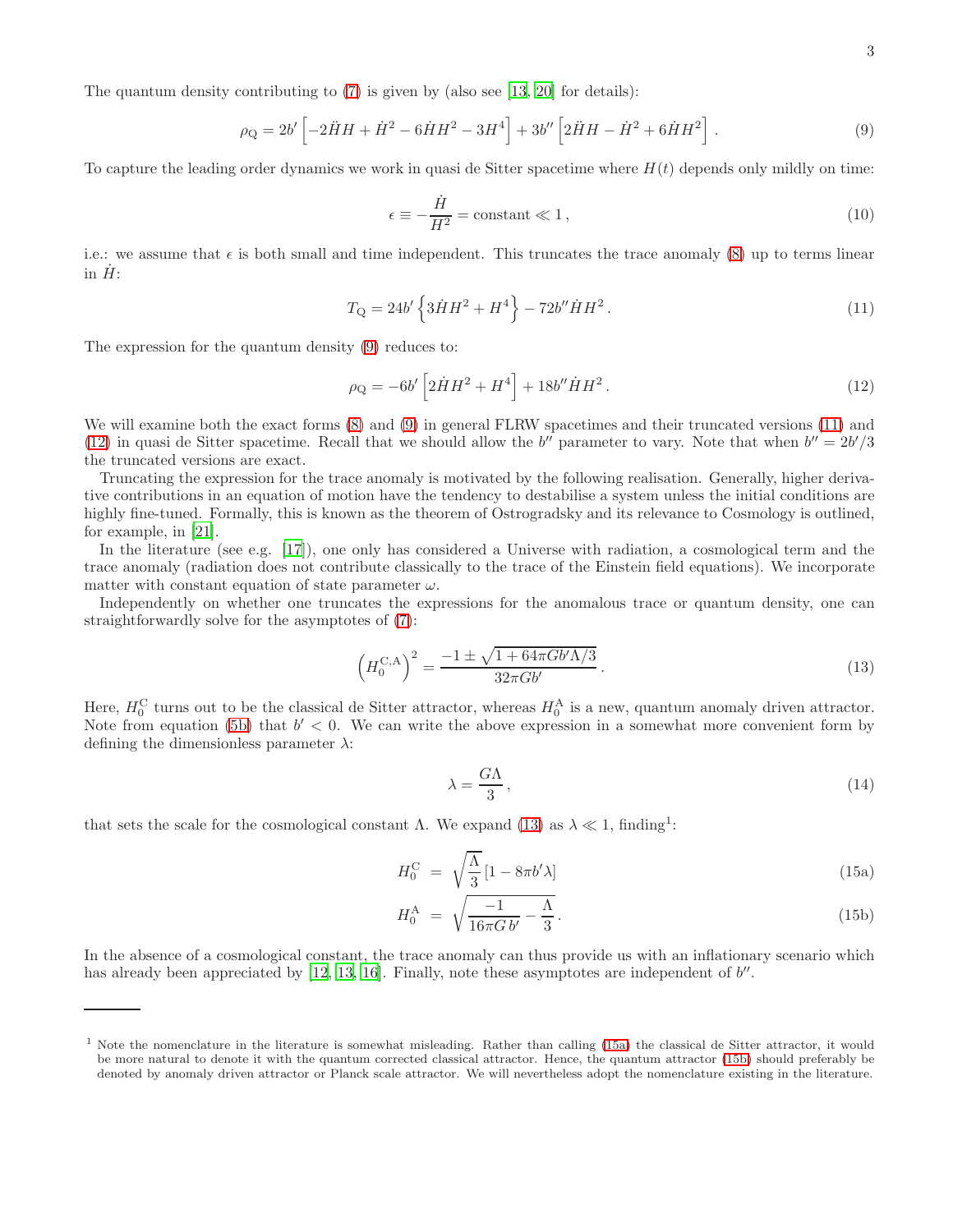The quantum density contributing to (7) is given by (also see [13, 20] for details):

$$\rho_{\rm Q} = 2b'\left[-2\ddot{H}H + \dot{H}^2 - 6\dot{H}H^2 - 3H^4\right] + 3b''\left[2\ddot{H}H - \dot{H}^2 + 6\dot{H}H^2\right]. \tag{9}$$

To capture the leading order dynamics we work in quasi de Sitter spacetime where $H(t)$ depends only mildly on time:

$$\epsilon \equiv -\frac{\dot{H}}{H^2} = \text{constant} \ll 1\,, \tag{10}$$

i.e.: we assume that $\epsilon$ is both small and time independent. This truncates the trace anomaly (8) up to terms linear in $\dot{H}$:

$$T_{\rm Q} = 24b'\left\{3\dot{H}H^2 + H^4\right\} - 72b''\dot{H}H^2\,. \tag{11}$$

The expression for the quantum density (9) reduces to:

$$\rho_{\rm Q} = -6b'\left[2\dot{H}H^2 + H^4\right] + 18b''\dot{H}H^2\,. \tag{12}$$

We will examine both the exact forms (8) and (9) in general FLRW spacetimes and their truncated versions (11) and (12) in quasi de Sitter spacetime. Recall that we should allow the $b''$ parameter to vary. Note that when $b'' = 2b'/3$ the truncated versions are exact.

Truncating the expression for the trace anomaly is motivated by the following realisation. Generally, higher derivative contributions in an equation of motion have the tendency to destabilise a system unless the initial conditions are highly fine-tuned. Formally, this is known as the theorem of Ostrogradsky and its relevance to Cosmology is outlined, for example, in [21].

In the literature (see e.g. [17]), one only has considered a Universe with radiation, a cosmological term and the trace anomaly (radiation does not contribute classically to the trace of the Einstein field equations). We incorporate matter with constant equation of state parameter $\omega$.

Independently on whether one truncates the expressions for the anomalous trace or quantum density, one can straightforwardly solve for the asymptotes of (7):

$$\left(H_0^{\rm C,A}\right)^2 = \frac{-1 \pm \sqrt{1 + 64\pi G b'\Lambda/3}}{32\pi G b'}\,. \tag{13}$$

Here, $H_0^{\rm C}$ turns out to be the classical de Sitter attractor, whereas $H_0^{\rm A}$ is a new, quantum anomaly driven attractor. Note from equation (5b) that $b' < 0$. We can write the above expression in a somewhat more convenient form by defining the dimensionless parameter $\lambda$:

$$\lambda = \frac{G\Lambda}{3}\,, \tag{14}$$

that sets the scale for the cosmological constant $\Lambda$. We expand (13) as $\lambda \ll 1$, finding[1]:

$$H_0^{\rm C} = \sqrt{\frac{\Lambda}{3}}\left[1 - 8\pi b'\lambda\right] \tag{15a}$$

$$H_0^{\rm A} = \sqrt{\frac{-1}{16\pi G\, b'} - \frac{\Lambda}{3}}\,. \tag{15b}$$

In the absence of a cosmological constant, the trace anomaly can thus provide us with an inflationary scenario which has already been appreciated by [12, 13, 16]. Finally, note these asymptotes are independent of $b''$.

---

[1] Note the nomenclature in the literature is somewhat misleading. Rather than calling (15a) the classical de Sitter attractor, it would be more natural to denote it with the quantum corrected classical attractor. Hence, the quantum attractor (15b) should preferably be denoted by anomaly driven attractor or Planck scale attractor. We will nevertheless adopt the nomenclature existing in the literature.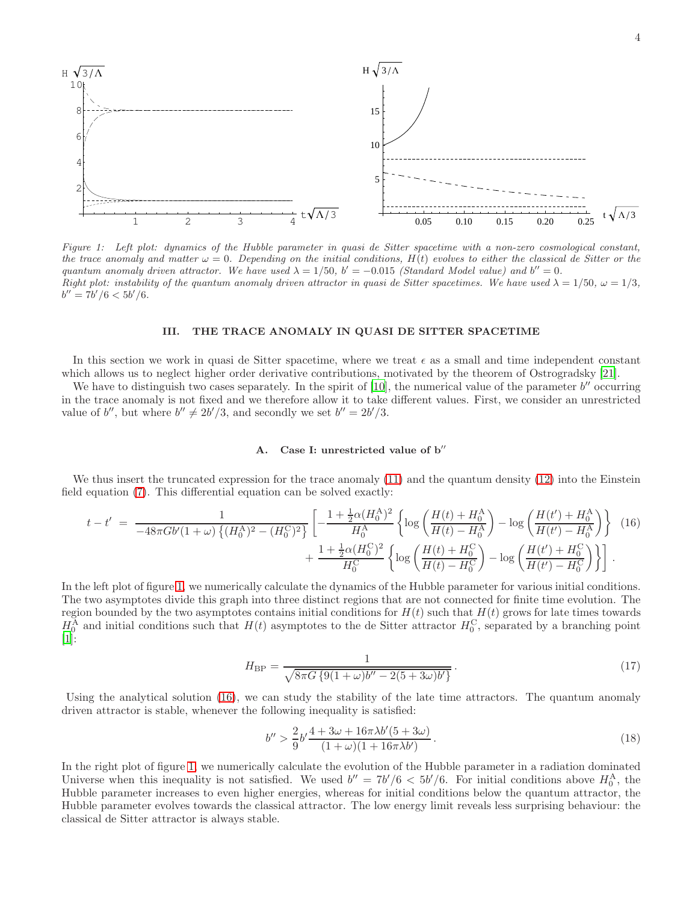*Figure 1: Left plot: dynamics of the Hubble parameter in quasi de Sitter spacetime with a non-zero cosmological constant, the trace anomaly and matter $\omega = 0$. Depending on the initial conditions, $H(t)$ evolves to either the classical de Sitter or the quantum anomaly driven attractor. We have used $\lambda = 1/50$, $b' = -0.015$ (Standard Model value) and $b'' = 0$.*
*Right plot: instability of the quantum anomaly driven attractor in quasi de Sitter spacetimes. We have used $\lambda = 1/50$, $\omega = 1/3$, $b'' = 7b'/6 < 5b'/6$.*

## III. THE TRACE ANOMALY IN QUASI DE SITTER SPACETIME

In this section we work in quasi de Sitter spacetime, where we treat $\epsilon$ as a small and time independent constant which allows us to neglect higher order derivative contributions, motivated by the theorem of Ostrogradsky [21].

We have to distinguish two cases separately. In the spirit of [10], the numerical value of the parameter $b''$ occurring in the trace anomaly is not fixed and we therefore allow it to take different values. First, we consider an unrestricted value of $b''$, but where $b'' \neq 2b'/3$, and secondly we set $b'' = 2b'/3$.

### A. Case I: unrestricted value of b″

We thus insert the truncated expression for the trace anomaly (11) and the quantum density (12) into the Einstein field equation (7). This differential equation can be solved exactly:

$$t - t' = \frac{1}{-48\pi G b'(1+\omega)\left\{(H_0^{\rm A})^2 - (H_0^{\rm C})^2\right\}}\left[-\frac{1+\frac{1}{2}\alpha (H_0^{\rm A})^2}{H_0^{\rm A}}\left\{\log\left(\frac{H(t)+H_0^{\rm A}}{H(t)-H_0^{\rm A}}\right) - \log\left(\frac{H(t')+H_0^{\rm A}}{H(t')-H_0^{\rm A}}\right)\right\}\right. \tag{16}$$
$$\left. + \frac{1+\frac{1}{2}\alpha (H_0^{\rm C})^2}{H_0^{\rm C}}\left\{\log\left(\frac{H(t)+H_0^{\rm C}}{H(t)-H_0^{\rm C}}\right) - \log\left(\frac{H(t')+H_0^{\rm C}}{H(t')-H_0^{\rm C}}\right)\right\}\right].$$

In the left plot of figure 1, we numerically calculate the dynamics of the Hubble parameter for various initial conditions. The two asymptotes divide this graph into three distinct regions that are not connected for finite time evolution. The region bounded by the two asymptotes contains initial conditions for $H(t)$ such that $H(t)$ grows for late times towards $H_0^{\rm A}$ and initial conditions such that $H(t)$ asymptotes to the de Sitter attractor $H_0^{\rm C}$, separated by a branching point [1]:

$$H_{\rm BP} = \frac{1}{\sqrt{8\pi G\left\{9(1+\omega)b'' - 2(5+3\omega)b'\right\}}}. \tag{17}$$

Using the analytical solution (16), we can study the stability of the late time attractors. The quantum anomaly driven attractor is stable, whenever the following inequality is satisfied:

$$b'' > \frac{2}{9}b'\frac{4+3\omega+16\pi\lambda b'(5+3\omega)}{(1+\omega)(1+16\pi\lambda b')}. \tag{18}$$

In the right plot of figure 1, we numerically calculate the evolution of the Hubble parameter in a radiation dominated Universe when this inequality is not satisfied. We used $b'' = 7b'/6 < 5b'/6$. For initial conditions above $H_0^{\rm A}$, the Hubble parameter increases to even higher energies, whereas for initial conditions below the quantum attractor, the Hubble parameter evolves towards the classical attractor. The low energy limit reveals less surprising behaviour: the classical de Sitter attractor is always stable.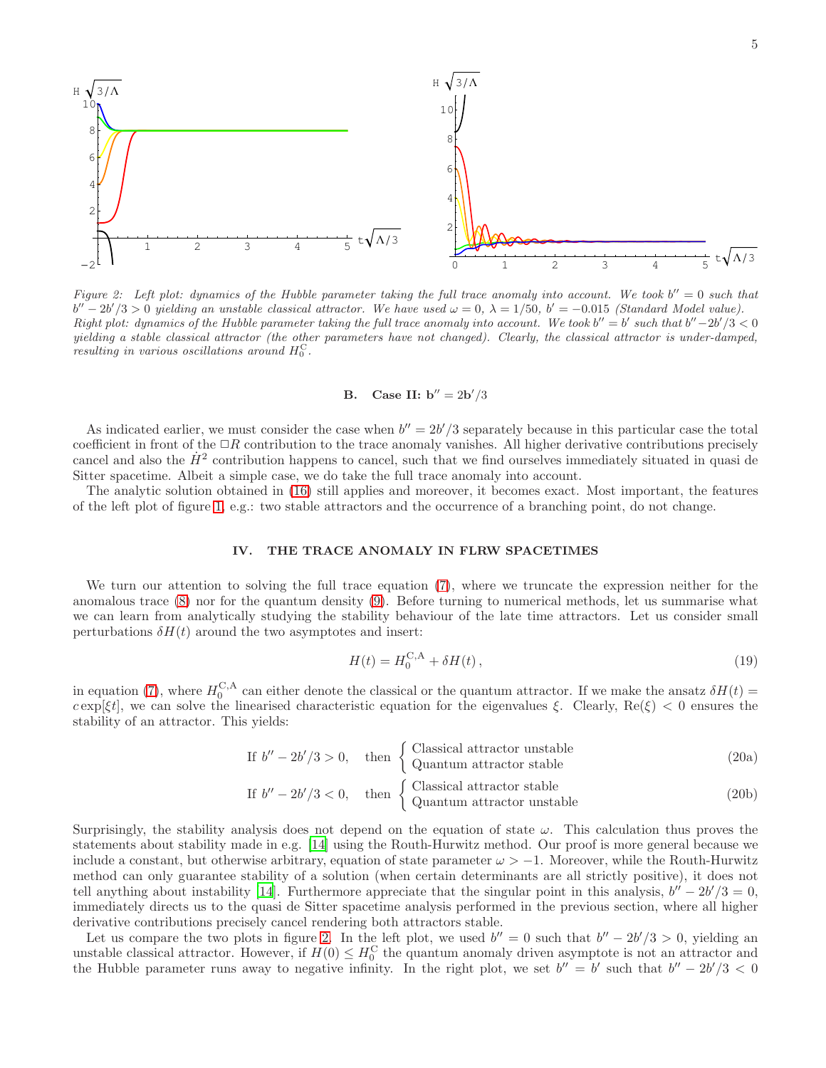*Figure 2: Left plot: dynamics of the Hubble parameter taking the full trace anomaly into account. We took $b''=0$ such that $b''-2b'/3>0$ yielding an unstable classical attractor. We have used $\omega=0$, $\lambda=1/50$, $b'=-0.015$ (Standard Model value). Right plot: dynamics of the Hubble parameter taking the full trace anomaly into account. We took $b''=b'$ such that $b''-2b'/3<0$ yielding a stable classical attractor (the other parameters have not changed). Clearly, the classical attractor is under-damped, resulting in various oscillations around $H_0^{\rm C}$.*

### B. Case II: $\mathbf{b''=2b'/3}$

As indicated earlier, we must consider the case when $b''=2b'/3$ separately because in this particular case the total coefficient in front of the $\Box R$ contribution to the trace anomaly vanishes. All higher derivative contributions precisely cancel and also the $\dot{H}^2$ contribution happens to cancel, such that we find ourselves immediately situated in quasi de Sitter spacetime. Albeit a simple case, we do take the full trace anomaly into account.

The analytic solution obtained in (16) still applies and moreover, it becomes exact. Most important, the features of the left plot of figure 1, e.g.: two stable attractors and the occurrence of a branching point, do not change.

## IV. THE TRACE ANOMALY IN FLRW SPACETIMES

We turn our attention to solving the full trace equation (7), where we truncate the expression neither for the anomalous trace (8) nor for the quantum density (9). Before turning to numerical methods, let us summarise what we can learn from analytically studying the stability behaviour of the late time attractors. Let us consider small perturbations $\delta H(t)$ around the two asymptotes and insert:

$$H(t)=H_0^{\rm C,A}+\delta H(t)\,, \tag{19}$$

in equation (7), where $H_0^{\rm C,A}$ can either denote the classical or the quantum attractor. If we make the ansatz $\delta H(t)=c\exp[\xi t]$, we can solve the linearised characteristic equation for the eigenvalues $\xi$. Clearly, $\mathrm{Re}(\xi)<0$ ensures the stability of an attractor. This yields:

$$\text{If } b''-2b'/3>0, \quad \text{then } \begin{cases} \text{Classical attractor unstable} \\ \text{Quantum attractor stable} \end{cases} \tag{20a}$$

$$\text{If } b''-2b'/3<0, \quad \text{then } \begin{cases} \text{Classical attractor stable} \\ \text{Quantum attractor unstable} \end{cases} \tag{20b}$$

Surprisingly, the stability analysis does not depend on the equation of state $\omega$. This calculation thus proves the statements about stability made in e.g. [14] using the Routh-Hurwitz method. Our proof is more general because we include a constant, but otherwise arbitrary, equation of state parameter $\omega>-1$. Moreover, while the Routh-Hurwitz method can only guarantee stability of a solution (when certain determinants are all strictly positive), it does not tell anything about instability [14]. Furthermore appreciate that the singular point in this analysis, $b''-2b'/3=0$, immediately directs us to the quasi de Sitter spacetime analysis performed in the previous section, where all higher derivative contributions precisely cancel rendering both attractors stable.

Let us compare the two plots in figure 2. In the left plot, we used $b''=0$ such that $b''-2b'/3>0$, yielding an unstable classical attractor. However, if $H(0)\leq H_0^{\rm C}$ the quantum anomaly driven asymptote is not an attractor and the Hubble parameter runs away to negative infinity. In the right plot, we set $b''=b'$ such that $b''-2b'/3<0$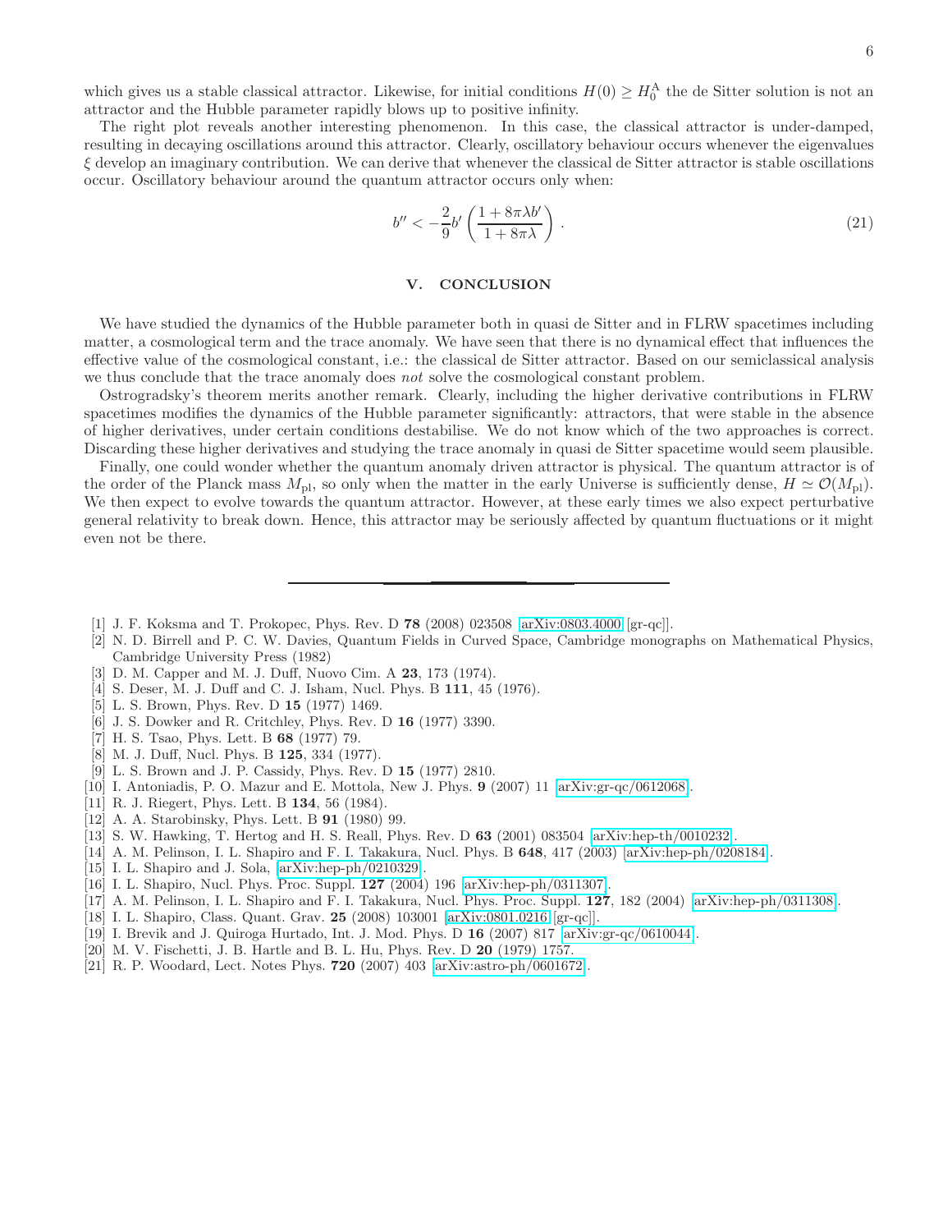which gives us a stable classical attractor. Likewise, for initial conditions $H(0) \geq H_0^{\rm A}$ the de Sitter solution is not an attractor and the Hubble parameter rapidly blows up to positive infinity.

The right plot reveals another interesting phenomenon. In this case, the classical attractor is under-damped, resulting in decaying oscillations around this attractor. Clearly, oscillatory behaviour occurs whenever the eigenvalues $\xi$ develop an imaginary contribution. We can derive that whenever the classical de Sitter attractor is stable oscillations occur. Oscillatory behaviour around the quantum attractor occurs only when:

$$b'' < -\frac{2}{9} b' \left( \frac{1 + 8\pi\lambda b'}{1 + 8\pi\lambda} \right) . \tag{21}$$

## V. CONCLUSION

We have studied the dynamics of the Hubble parameter both in quasi de Sitter and in FLRW spacetimes including matter, a cosmological term and the trace anomaly. We have seen that there is no dynamical effect that influences the effective value of the cosmological constant, i.e.: the classical de Sitter attractor. Based on our semiclassical analysis we thus conclude that the trace anomaly does *not* solve the cosmological constant problem.

Ostrogradsky's theorem merits another remark. Clearly, including the higher derivative contributions in FLRW spacetimes modifies the dynamics of the Hubble parameter significantly: attractors, that were stable in the absence of higher derivatives, under certain conditions destabilise. We do not know which of the two approaches is correct. Discarding these higher derivatives and studying the trace anomaly in quasi de Sitter spacetime would seem plausible.

Finally, one could wonder whether the quantum anomaly driven attractor is physical. The quantum attractor is of the order of the Planck mass $M_{\rm pl}$, so only when the matter in the early Universe is sufficiently dense, $H \simeq \mathcal{O}(M_{\rm pl})$. We then expect to evolve towards the quantum attractor. However, at these early times we also expect perturbative general relativity to break down. Hence, this attractor may be seriously affected by quantum fluctuations or it might even not be there.

---

[1] J. F. Koksma and T. Prokopec, Phys. Rev. D **78** (2008) 023508 [arXiv:0803.4000 [gr-qc]].
[2] N. D. Birrell and P. C. W. Davies, Quantum Fields in Curved Space, Cambridge monographs on Mathematical Physics, Cambridge University Press (1982)
[3] D. M. Capper and M. J. Duff, Nuovo Cim. A **23**, 173 (1974).
[4] S. Deser, M. J. Duff and C. J. Isham, Nucl. Phys. B **111**, 45 (1976).
[5] L. S. Brown, Phys. Rev. D **15** (1977) 1469.
[6] J. S. Dowker and R. Critchley, Phys. Rev. D **16** (1977) 3390.
[7] H. S. Tsao, Phys. Lett. B **68** (1977) 79.
[8] M. J. Duff, Nucl. Phys. B **125**, 334 (1977).
[9] L. S. Brown and J. P. Cassidy, Phys. Rev. D **15** (1977) 2810.
[10] I. Antoniadis, P. O. Mazur and E. Mottola, New J. Phys. **9** (2007) 11 [arXiv:gr-qc/0612068].
[11] R. J. Riegert, Phys. Lett. B **134**, 56 (1984).
[12] A. A. Starobinsky, Phys. Lett. B **91** (1980) 99.
[13] S. W. Hawking, T. Hertog and H. S. Reall, Phys. Rev. D **63** (2001) 083504 [arXiv:hep-th/0010232].
[14] A. M. Pelinson, I. L. Shapiro and F. I. Takakura, Nucl. Phys. B **648**, 417 (2003) [arXiv:hep-ph/0208184].
[15] I. L. Shapiro and J. Sola, [arXiv:hep-ph/0210329].
[16] I. L. Shapiro, Nucl. Phys. Proc. Suppl. **127** (2004) 196 [arXiv:hep-ph/0311307].
[17] A. M. Pelinson, I. L. Shapiro and F. I. Takakura, Nucl. Phys. Proc. Suppl. **127**, 182 (2004) [arXiv:hep-ph/0311308].
[18] I. L. Shapiro, Class. Quant. Grav. **25** (2008) 103001 [arXiv:0801.0216 [gr-qc]].
[19] I. Brevik and J. Quiroga Hurtado, Int. J. Mod. Phys. D **16** (2007) 817 [arXiv:gr-qc/0610044].
[20] M. V. Fischetti, J. B. Hartle and B. L. Hu, Phys. Rev. D **20** (1979) 1757.
[21] R. P. Woodard, Lect. Notes Phys. **720** (2007) 403 [arXiv:astro-ph/0601672].